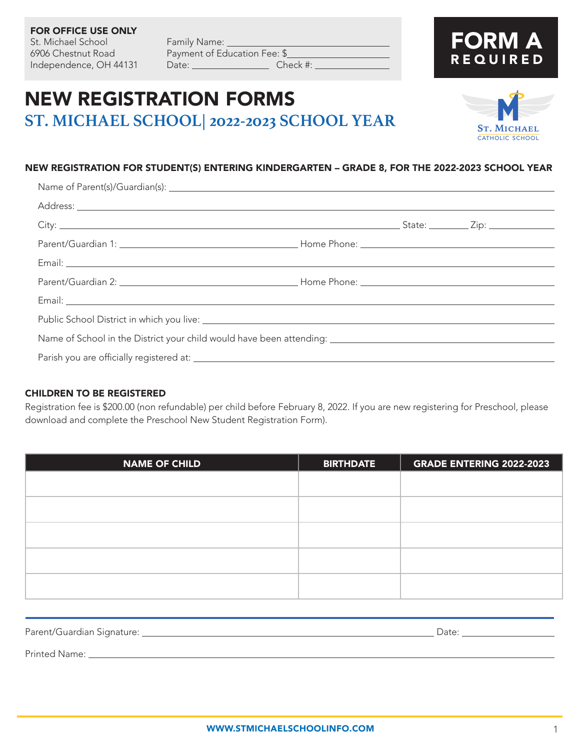**FOR OFFICE USE ONLY**
St. Michael School
6906 Chestnut Road
Independence, OH 44131

Family Name: ______________________
Payment of Education Fee: $______________
Date: __________ Check #: __________

**FORM A**
**REQUIRED**

# NEW REGISTRATION FORMS

## ST. MICHAEL SCHOOL| 2022-2023 SCHOOL YEAR

St. Michael Catholic School

### NEW REGISTRATION FOR STUDENT(S) ENTERING KINDERGARTEN – GRADE 8, FOR THE 2022-2023 SCHOOL YEAR

Name of Parent(s)/Guardian(s): ______________________

Address: ______________________

City: ______________________ State: ________ Zip: __________

Parent/Guardian 1: ______________________ Home Phone: ______________________

Email: ______________________

Parent/Guardian 2: ______________________ Home Phone: ______________________

Email: ______________________

Public School District in which you live: ______________________

Name of School in the District your child would have been attending: ______________________

Parish you are officially registered at: ______________________

### CHILDREN TO BE REGISTERED

Registration fee is $200.00 (non refundable) per child before February 8, 2022. If you are new registering for Preschool, please download and complete the Preschool New Student Registration Form).

| NAME OF CHILD | BIRTHDATE | GRADE ENTERING 2022-2023 |
|---|---|---|
| | | |
| | | |
| | | |
| | | |
| | | |

Parent/Guardian Signature: ______________________ Date: __________

Printed Name: ______________________

WWW.STMICHAELSCHOOLINFO.COM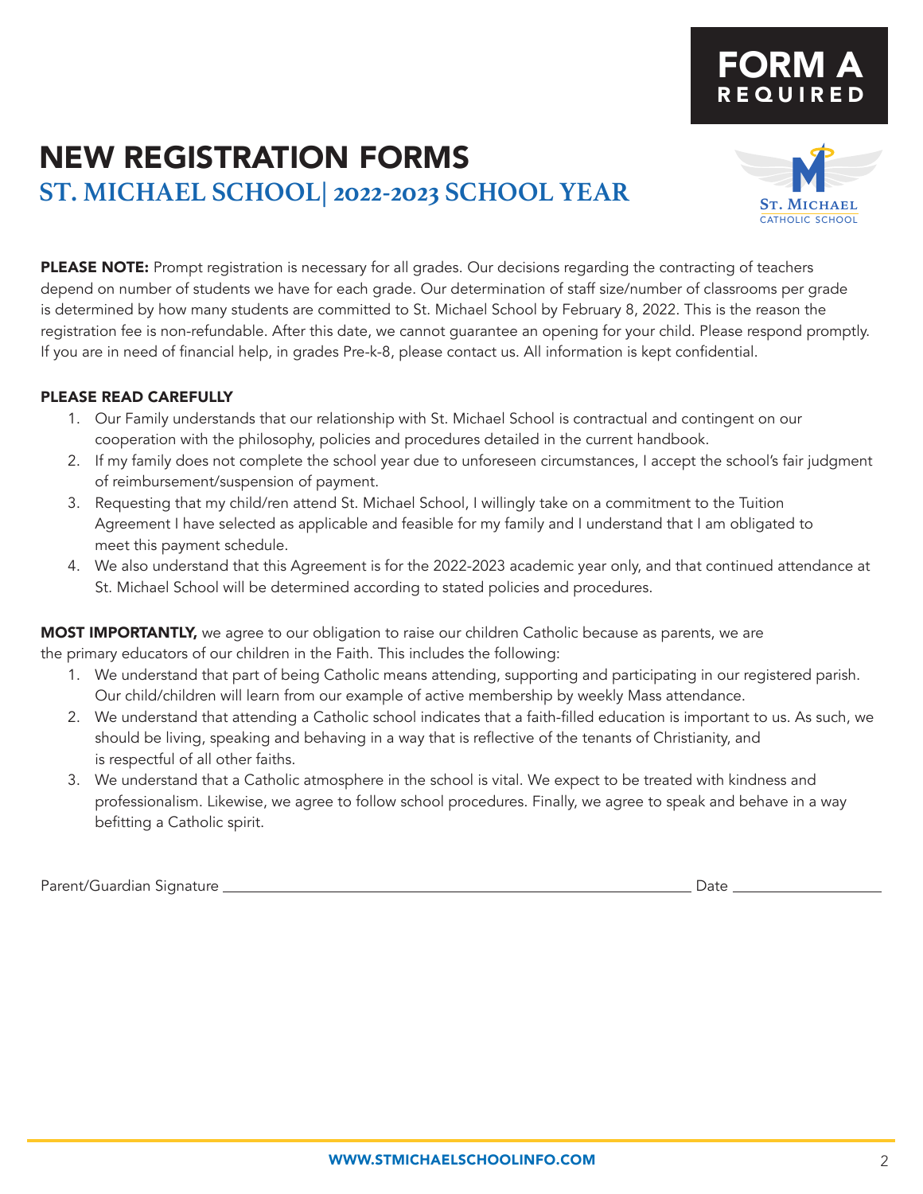# FORM A
REQUIRED

# NEW REGISTRATION FORMS

## ST. MICHAEL SCHOOL| 2022-2023 SCHOOL YEAR

St. Michael
Catholic School

**PLEASE NOTE:** Prompt registration is necessary for all grades. Our decisions regarding the contracting of teachers depend on number of students we have for each grade. Our determination of staff size/number of classrooms per grade is determined by how many students are committed to St. Michael School by February 8, 2022. This is the reason the registration fee is non-refundable. After this date, we cannot guarantee an opening for your child. Please respond promptly. If you are in need of financial help, in grades Pre-k-8, please contact us. All information is kept confidential.

**PLEASE READ CAREFULLY**

1. Our Family understands that our relationship with St. Michael School is contractual and contingent on our cooperation with the philosophy, policies and procedures detailed in the current handbook.
2. If my family does not complete the school year due to unforeseen circumstances, I accept the school's fair judgment of reimbursement/suspension of payment.
3. Requesting that my child/ren attend St. Michael School, I willingly take on a commitment to the Tuition Agreement I have selected as applicable and feasible for my family and I understand that I am obligated to meet this payment schedule.
4. We also understand that this Agreement is for the 2022-2023 academic year only, and that continued attendance at St. Michael School will be determined according to stated policies and procedures.

**MOST IMPORTANTLY,** we agree to our obligation to raise our children Catholic because as parents, we are the primary educators of our children in the Faith. This includes the following:

1. We understand that part of being Catholic means attending, supporting and participating in our registered parish. Our child/children will learn from our example of active membership by weekly Mass attendance.
2. We understand that attending a Catholic school indicates that a faith-filled education is important to us. As such, we should be living, speaking and behaving in a way that is reflective of the tenants of Christianity, and is respectful of all other faiths.
3. We understand that a Catholic atmosphere in the school is vital. We expect to be treated with kindness and professionalism. Likewise, we agree to follow school procedures. Finally, we agree to speak and behave in a way befitting a Catholic spirit.

Parent/Guardian Signature ______________________________ Date ______________

WWW.STMICHAELSCHOOLINFO.COM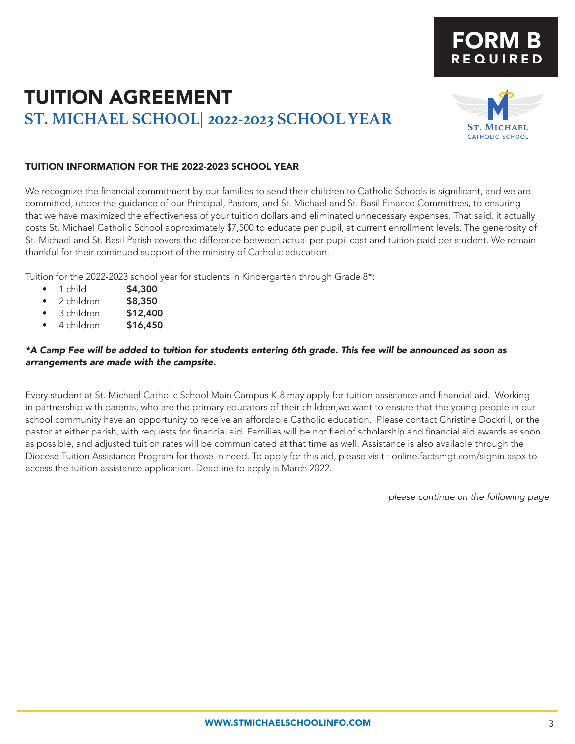**FORM B**
**REQUIRED**

# TUITION AGREEMENT

## ST. MICHAEL SCHOOL| 2022-2023 SCHOOL YEAR

St. Michael
Catholic School

### TUITION INFORMATION FOR THE 2022-2023 SCHOOL YEAR

We recognize the financial commitment by our families to send their children to Catholic Schools is significant, and we are committed, under the guidance of our Principal, Pastors, and St. Michael and St. Basil Finance Committees, to ensuring that we have maximized the effectiveness of your tuition dollars and eliminated unnecessary expenses. That said, it actually costs St. Michael Catholic School approximately $7,500 to educate per pupil, at current enrollment levels. The generosity of St. Michael and St. Basil Parish covers the difference between actual per pupil cost and tuition paid per student. We remain thankful for their continued support of the ministry of Catholic education.

Tuition for the 2022-2023 school year for students in Kindergarten through Grade 8*:

- 1 child **$4,300**
- 2 children **$8,350**
- 3 children **$12,400**
- 4 children **$16,450**

***A Camp Fee will be added to tuition for students entering 6th grade. This fee will be announced as soon as arrangements are made with the campsite.***

Every student at St. Michael Catholic School Main Campus K-8 may apply for tuition assistance and financial aid. Working in partnership with parents, who are the primary educators of their children,we want to ensure that the young people in our school community have an opportunity to receive an affordable Catholic education. Please contact Christine Dockrill, or the pastor at either parish, with requests for financial aid. Families will be notified of scholarship and financial aid awards as soon as possible, and adjusted tuition rates will be communicated at that time as well. Assistance is also available through the Diocese Tuition Assistance Program for those in need. To apply for this aid, please visit : online.factsmgt.com/signin.aspx to access the tuition assistance application. Deadline to apply is March 2022.

*please continue on the following page*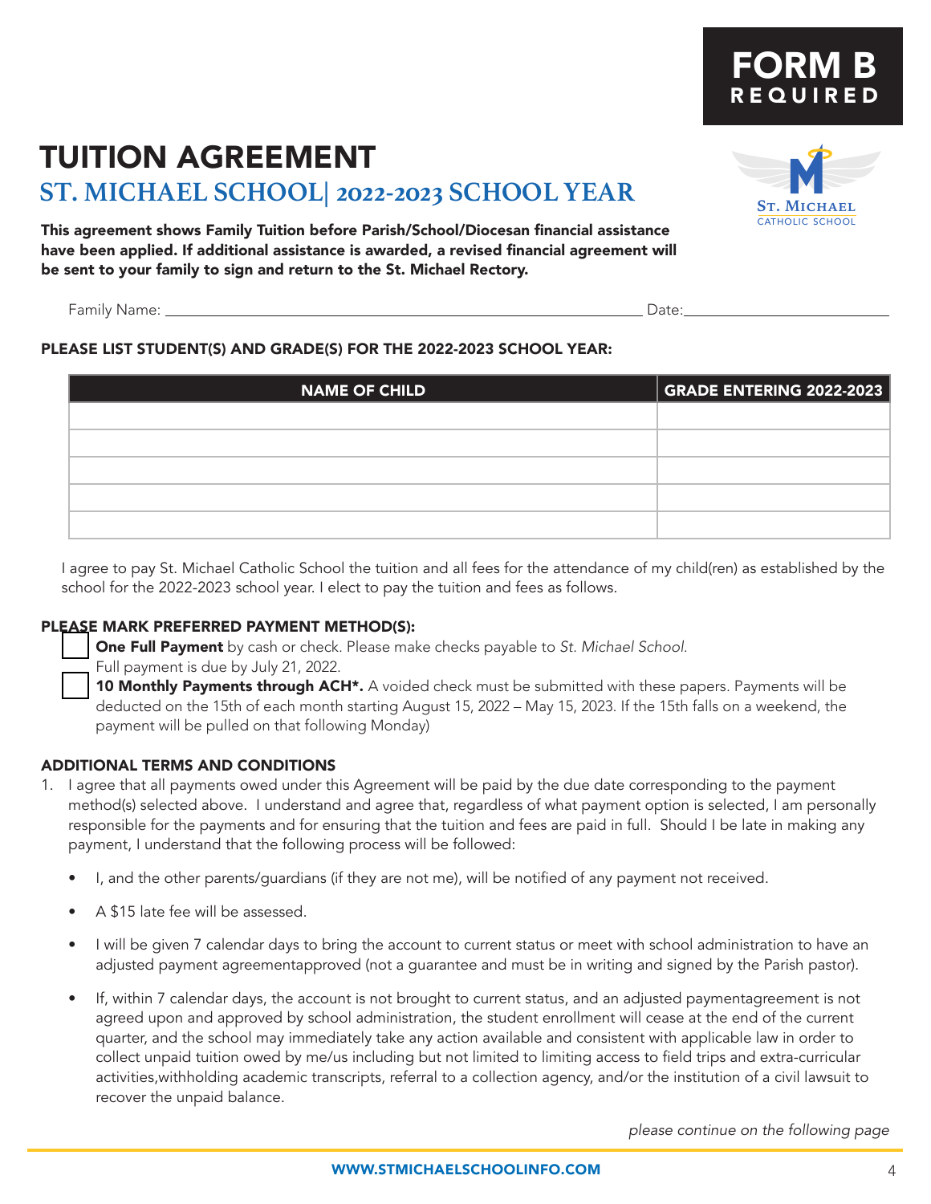**FORM B**
**REQUIRED**

# TUITION AGREEMENT

## ST. MICHAEL SCHOOL| 2022-2023 SCHOOL YEAR

**This agreement shows Family Tuition before Parish/School/Diocesan financial assistance have been applied. If additional assistance is awarded, a revised financial agreement will be sent to your family to sign and return to the St. Michael Rectory.**

Family Name: ______________________________ Date: ______________

**PLEASE LIST STUDENT(S) AND GRADE(S) FOR THE 2022-2023 SCHOOL YEAR:**

| NAME OF CHILD | GRADE ENTERING 2022-2023 |
|---|---|
| | |
| | |
| | |
| | |
| | |

I agree to pay St. Michael Catholic School the tuition and all fees for the attendance of my child(ren) as established by the school for the 2022-2023 school year. I elect to pay the tuition and fees as follows.

**PLEASE MARK PREFERRED PAYMENT METHOD(S):**

- ☐ **One Full Payment** by cash or check. Please make checks payable to *St. Michael School.* Full payment is due by July 21, 2022.
- ☐ **10 Monthly Payments through ACH\*.** A voided check must be submitted with these papers. Payments will be deducted on the 15th of each month starting August 15, 2022 – May 15, 2023. If the 15th falls on a weekend, the payment will be pulled on that following Monday)

**ADDITIONAL TERMS AND CONDITIONS**

1. I agree that all payments owed under this Agreement will be paid by the due date corresponding to the payment method(s) selected above. I understand and agree that, regardless of what payment option is selected, I am personally responsible for the payments and for ensuring that the tuition and fees are paid in full. Should I be late in making any payment, I understand that the following process will be followed:
   - I, and the other parents/guardians (if they are not me), will be notified of any payment not received.
   - A $15 late fee will be assessed.
   - I will be given 7 calendar days to bring the account to current status or meet with school administration to have an adjusted payment agreementapproved (not a guarantee and must be in writing and signed by the Parish pastor).
   - If, within 7 calendar days, the account is not brought to current status, and an adjusted paymentagreement is not agreed upon and approved by school administration, the student enrollment will cease at the end of the current quarter, and the school may immediately take any action available and consistent with applicable law in order to collect unpaid tuition owed by me/us including but not limited to limiting access to field trips and extra-curricular activities,withholding academic transcripts, referral to a collection agency, and/or the institution of a civil lawsuit to recover the unpaid balance.

*please continue on the following page*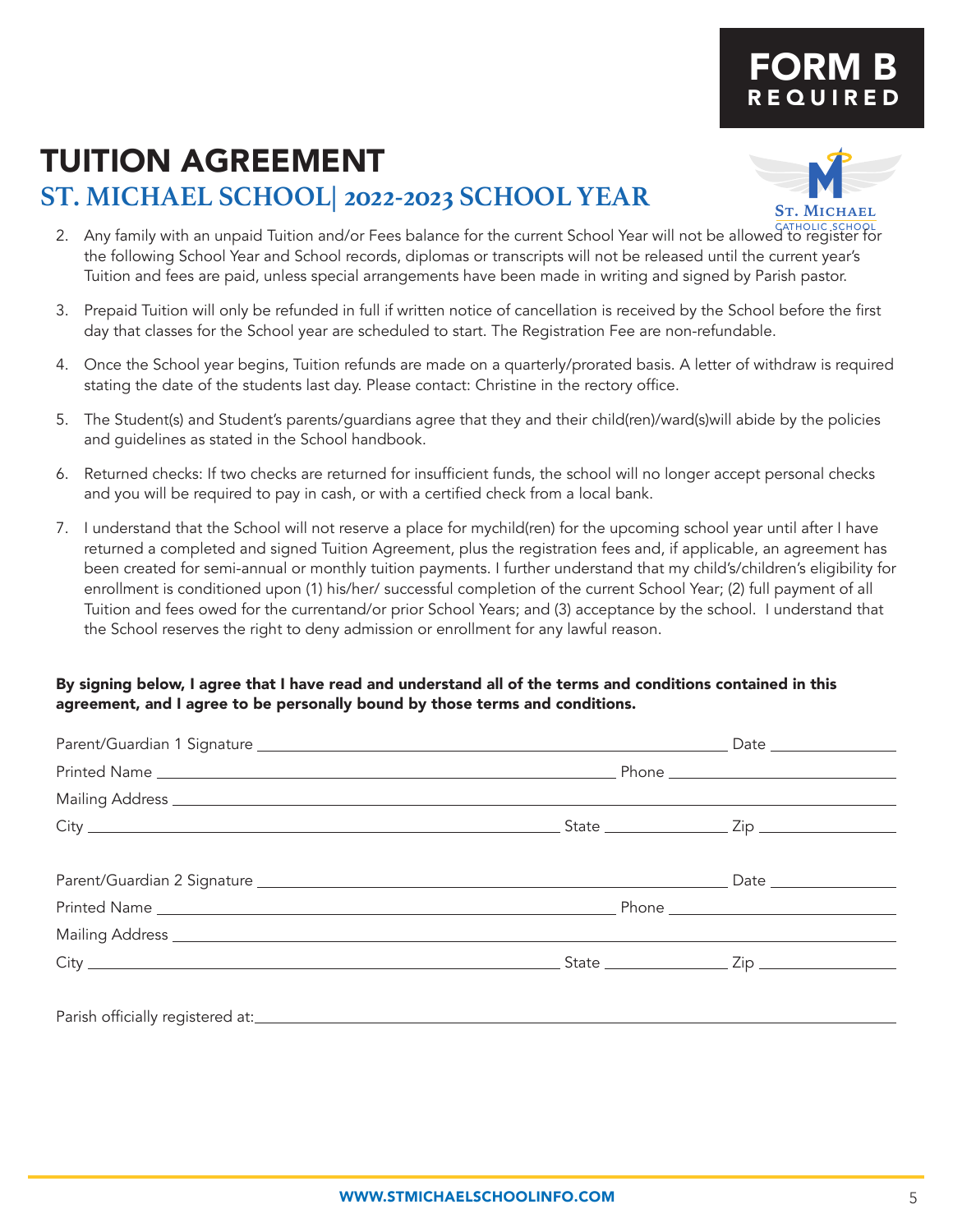**FORM B**
**REQUIRED**

# TUITION AGREEMENT

## ST. MICHAEL SCHOOL| 2022-2023 SCHOOL YEAR

2. Any family with an unpaid Tuition and/or Fees balance for the current School Year will not be allowed to register for the following School Year and School records, diplomas or transcripts will not be released until the current year's Tuition and fees are paid, unless special arrangements have been made in writing and signed by Parish pastor.

3. Prepaid Tuition will only be refunded in full if written notice of cancellation is received by the School before the first day that classes for the School year are scheduled to start. The Registration Fee are non-refundable.

4. Once the School year begins, Tuition refunds are made on a quarterly/prorated basis. A letter of withdraw is required stating the date of the students last day. Please contact: Christine in the rectory office.

5. The Student(s) and Student's parents/guardians agree that they and their child(ren)/ward(s)will abide by the policies and guidelines as stated in the School handbook.

6. Returned checks: If two checks are returned for insufficient funds, the school will no longer accept personal checks and you will be required to pay in cash, or with a certified check from a local bank.

7. I understand that the School will not reserve a place for mychild(ren) for the upcoming school year until after I have returned a completed and signed Tuition Agreement, plus the registration fees and, if applicable, an agreement has been created for semi-annual or monthly tuition payments. I further understand that my child's/children's eligibility for enrollment is conditioned upon (1) his/her/ successful completion of the current School Year; (2) full payment of all Tuition and fees owed for the currentand/or prior School Years; and (3) acceptance by the school. I understand that the School reserves the right to deny admission or enrollment for any lawful reason.

**By signing below, I agree that I have read and understand all of the terms and conditions contained in this agreement, and I agree to be personally bound by those terms and conditions.**

Parent/Guardian 1 Signature ______________________________ Date ____________

Printed Name ______________________________ Phone ____________

Mailing Address ______________________________

City ______________________________ State ____________ Zip ____________

Parent/Guardian 2 Signature ______________________________ Date ____________

Printed Name ______________________________ Phone ____________

Mailing Address ______________________________

City ______________________________ State ____________ Zip ____________

Parish officially registered at: ______________________________

WWW.STMICHAELSCHOOLINFO.COM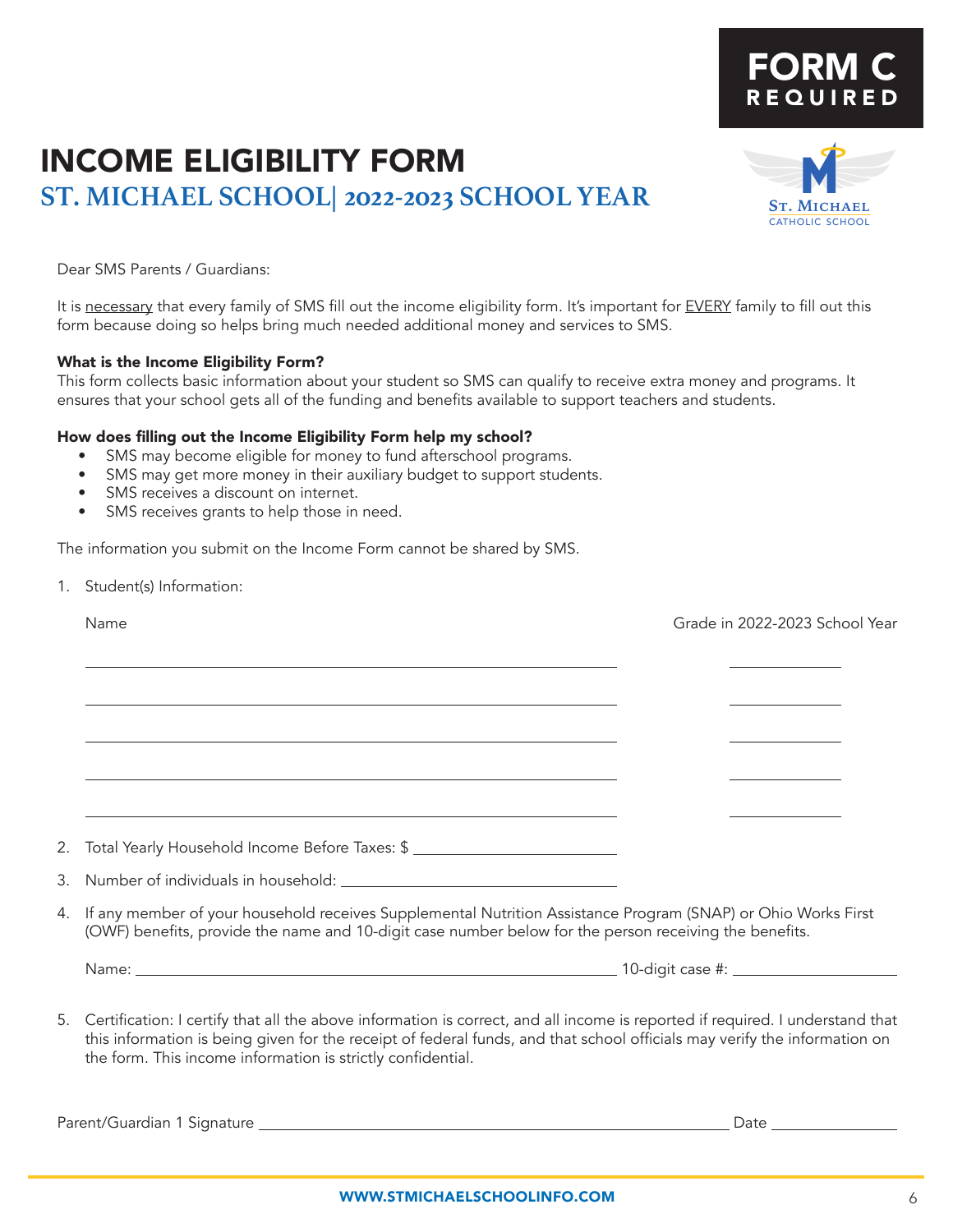**FORM C**
**REQUIRED**

# INCOME ELIGIBILITY FORM

## ST. MICHAEL SCHOOL| 2022-2023 SCHOOL YEAR

St. Michael
Catholic School

Dear SMS Parents / Guardians:

It is necessary that every family of SMS fill out the income eligibility form. It's important for EVERY family to fill out this form because doing so helps bring much needed additional money and services to SMS.

**What is the Income Eligibility Form?**
This form collects basic information about your student so SMS can qualify to receive extra money and programs. It ensures that your school gets all of the funding and benefits available to support teachers and students.

**How does filling out the Income Eligibility Form help my school?**

- SMS may become eligible for money to fund afterschool programs.
- SMS may get more money in their auxiliary budget to support students.
- SMS receives a discount on internet.
- SMS receives grants to help those in need.

The information you submit on the Income Form cannot be shared by SMS.

1. Student(s) Information:

| Name | Grade in 2022-2023 School Year |
|---|---|
| ______________________________ | __________ |
| ______________________________ | __________ |
| ______________________________ | __________ |
| ______________________________ | __________ |
| ______________________________ | __________ |

2. Total Yearly Household Income Before Taxes: $ ______________________

3. Number of individuals in household: ______________________

4. If any member of your household receives Supplemental Nutrition Assistance Program (SNAP) or Ohio Works First (OWF) benefits, provide the name and 10-digit case number below for the person receiving the benefits.

   Name: ______________________________ 10-digit case #: ______________

5. Certification: I certify that all the above information is correct, and all income is reported if required. I understand that this information is being given for the receipt of federal funds, and that school officials may verify the information on the form. This income information is strictly confidential.

Parent/Guardian 1 Signature ______________________________ Date ______________

WWW.STMICHAELSCHOOLINFO.COM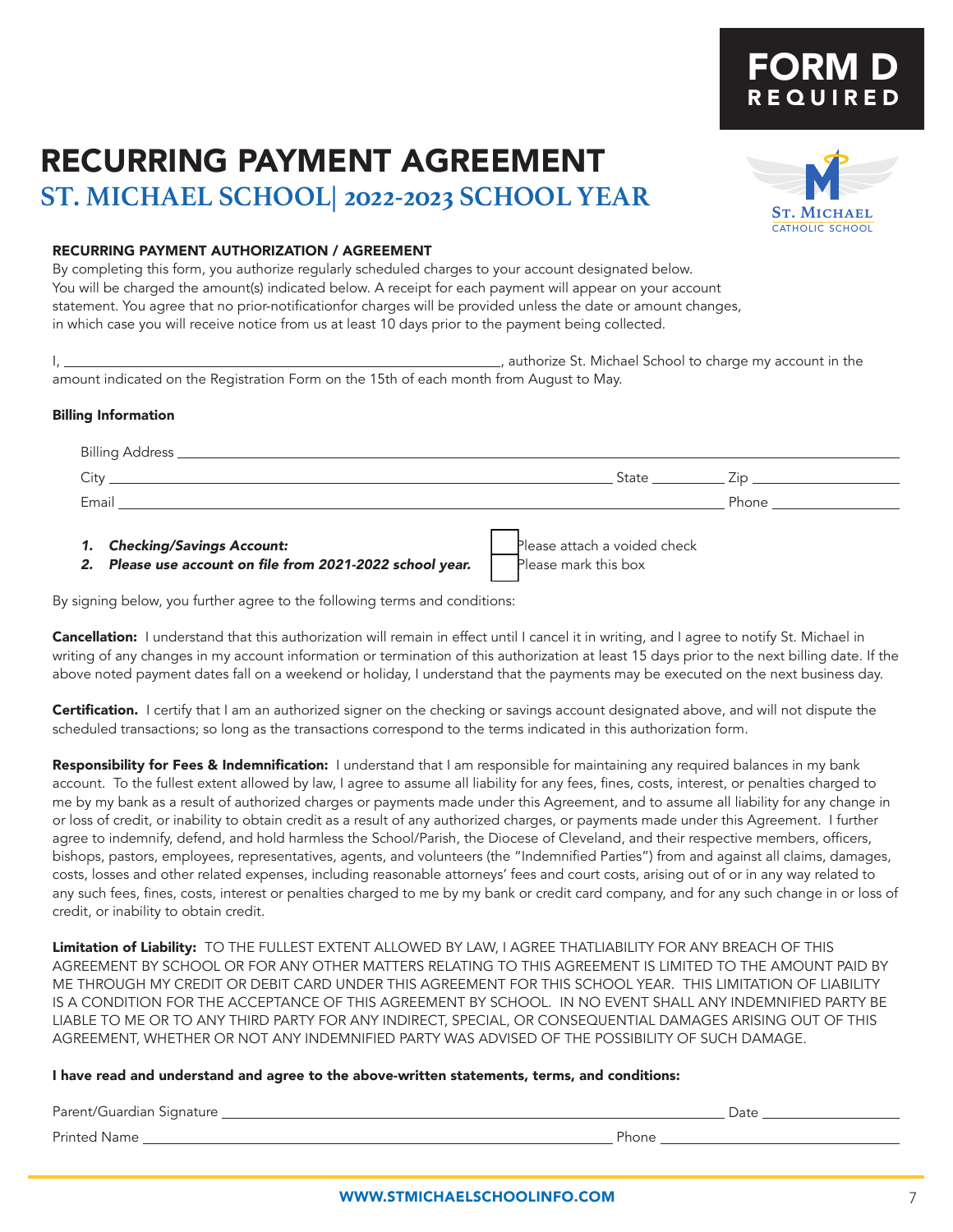# FORM D
**REQUIRED**

# RECURRING PAYMENT AGREEMENT

## ST. MICHAEL SCHOOL| 2022-2023 SCHOOL YEAR

ST. MICHAEL
CATHOLIC SCHOOL

**RECURRING PAYMENT AUTHORIZATION / AGREEMENT**

By completing this form, you authorize regularly scheduled charges to your account designated below. You will be charged the amount(s) indicated below. A receipt for each payment will appear on your account statement. You agree that no prior-notificationfor charges will be provided unless the date or amount changes, in which case you will receive notice from us at least 10 days prior to the payment being collected.

I, ______________________________, authorize St. Michael School to charge my account in the amount indicated on the Registration Form on the 15th of each month from August to May.

**Billing Information**

Billing Address ______________________________

City ______________________________ State __________ Zip ______________

Email ______________________________ Phone ______________

1. ***Checking/Savings Account:*** ☐ Please attach a voided check
2. ***Please use account on file from 2021-2022 school year.*** ☐ Please mark this box

By signing below, you further agree to the following terms and conditions:

**Cancellation:** I understand that this authorization will remain in effect until I cancel it in writing, and I agree to notify St. Michael in writing of any changes in my account information or termination of this authorization at least 15 days prior to the next billing date. If the above noted payment dates fall on a weekend or holiday, I understand that the payments may be executed on the next business day.

**Certification.** I certify that I am an authorized signer on the checking or savings account designated above, and will not dispute the scheduled transactions; so long as the transactions correspond to the terms indicated in this authorization form.

**Responsibility for Fees & Indemnification:** I understand that I am responsible for maintaining any required balances in my bank account. To the fullest extent allowed by law, I agree to assume all liability for any fees, fines, costs, interest, or penalties charged to me by my bank as a result of authorized charges or payments made under this Agreement, and to assume all liability for any change in or loss of credit, or inability to obtain credit as a result of any authorized charges, or payments made under this Agreement. I further agree to indemnify, defend, and hold harmless the School/Parish, the Diocese of Cleveland, and their respective members, officers, bishops, pastors, employees, representatives, agents, and volunteers (the "Indemnified Parties") from and against all claims, damages, costs, losses and other related expenses, including reasonable attorneys' fees and court costs, arising out of or in any way related to any such fees, fines, costs, interest or penalties charged to me by my bank or credit card company, and for any such change in or loss of credit, or inability to obtain credit.

**Limitation of Liability:** TO THE FULLEST EXTENT ALLOWED BY LAW, I AGREE THATLIABILITY FOR ANY BREACH OF THIS AGREEMENT BY SCHOOL OR FOR ANY OTHER MATTERS RELATING TO THIS AGREEMENT IS LIMITED TO THE AMOUNT PAID BY ME THROUGH MY CREDIT OR DEBIT CARD UNDER THIS AGREEMENT FOR THIS SCHOOL YEAR. THIS LIMITATION OF LIABILITY IS A CONDITION FOR THE ACCEPTANCE OF THIS AGREEMENT BY SCHOOL. IN NO EVENT SHALL ANY INDEMNIFIED PARTY BE LIABLE TO ME OR TO ANY THIRD PARTY FOR ANY INDIRECT, SPECIAL, OR CONSEQUENTIAL DAMAGES ARISING OUT OF THIS AGREEMENT, WHETHER OR NOT ANY INDEMNIFIED PARTY WAS ADVISED OF THE POSSIBILITY OF SUCH DAMAGE.

**I have read and understand and agree to the above-written statements, terms, and conditions:**

Parent/Guardian Signature ______________________________ Date ______________

Printed Name ______________________________ Phone ______________

**WWW.STMICHAELSCHOOLINFO.COM**